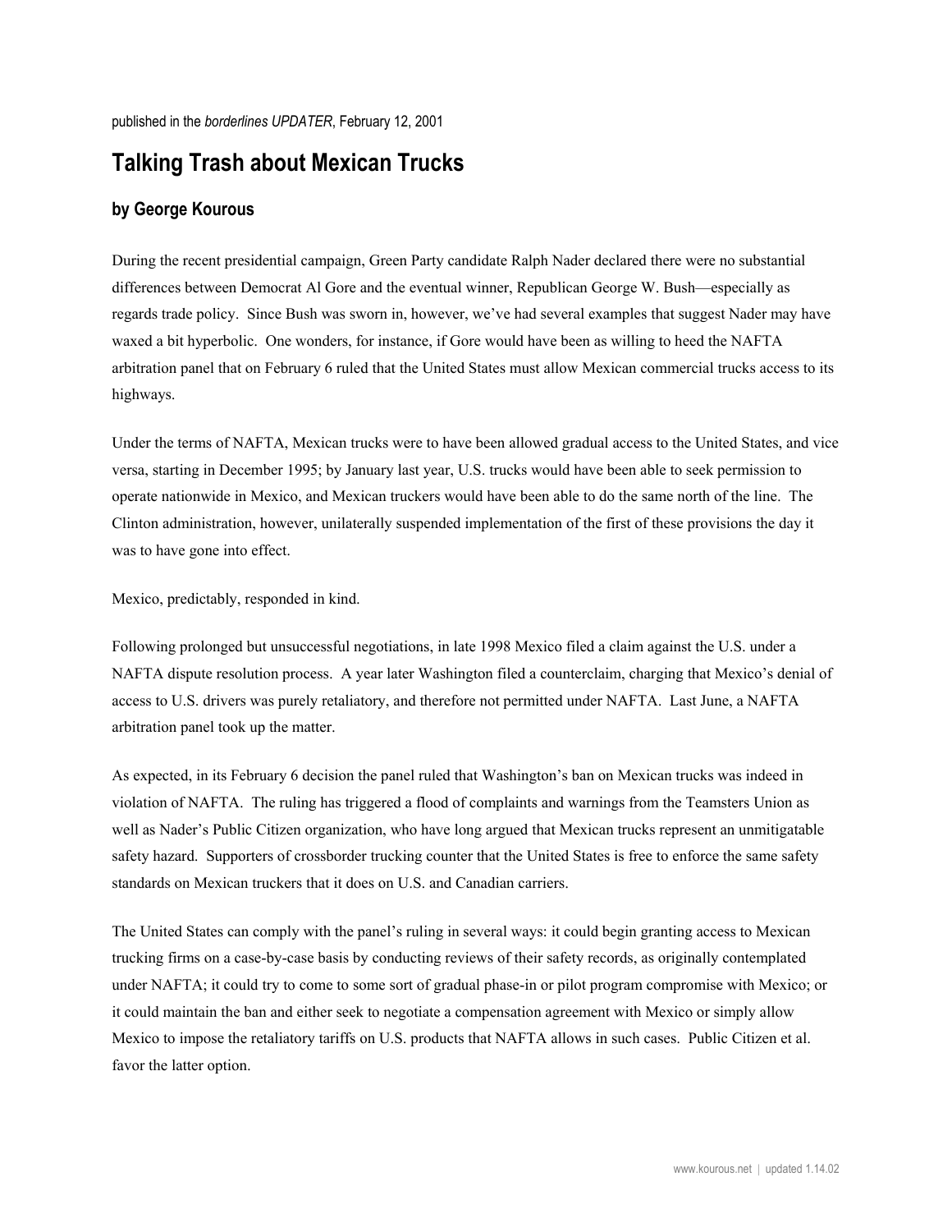published in the *borderlines UPDATER*, February 12, 2001

# Talking Trash about Mexican Trucks

### by George Kourous

During the recent presidential campaign, Green Party candidate Ralph Nader declared there were no substantial differences between Democrat Al Gore and the eventual winner, Republican George W. Bush—especially as regards trade policy. Since Bush was sworn in, however, we've had several examples that suggest Nader may have waxed a bit hyperbolic. One wonders, for instance, if Gore would have been as willing to heed the NAFTA arbitration panel that on February 6 ruled that the United States must allow Mexican commercial trucks access to its highways.

Under the terms of NAFTA, Mexican trucks were to have been allowed gradual access to the United States, and vice versa, starting in December 1995; by January last year, U.S. trucks would have been able to seek permission to operate nationwide in Mexico, and Mexican truckers would have been able to do the same north of the line. The Clinton administration, however, unilaterally suspended implementation of the first of these provisions the day it was to have gone into effect.

Mexico, predictably, responded in kind.

Following prolonged but unsuccessful negotiations, in late 1998 Mexico filed a claim against the U.S. under a NAFTA dispute resolution process. A year later Washington filed a counterclaim, charging that Mexico's denial of access to U.S. drivers was purely retaliatory, and therefore not permitted under NAFTA. Last June, a NAFTA arbitration panel took up the matter.

As expected, in its February 6 decision the panel ruled that Washington's ban on Mexican trucks was indeed in violation of NAFTA. The ruling has triggered a flood of complaints and warnings from the Teamsters Union as well as Nader's Public Citizen organization, who have long argued that Mexican trucks represent an unmitigatable safety hazard. Supporters of crossborder trucking counter that the United States is free to enforce the same safety standards on Mexican truckers that it does on U.S. and Canadian carriers.

The United States can comply with the panel's ruling in several ways: it could begin granting access to Mexican trucking firms on a case-by-case basis by conducting reviews of their safety records, as originally contemplated under NAFTA; it could try to come to some sort of gradual phase-in or pilot program compromise with Mexico; or it could maintain the ban and either seek to negotiate a compensation agreement with Mexico or simply allow Mexico to impose the retaliatory tariffs on U.S. products that NAFTA allows in such cases. Public Citizen et al. favor the latter option.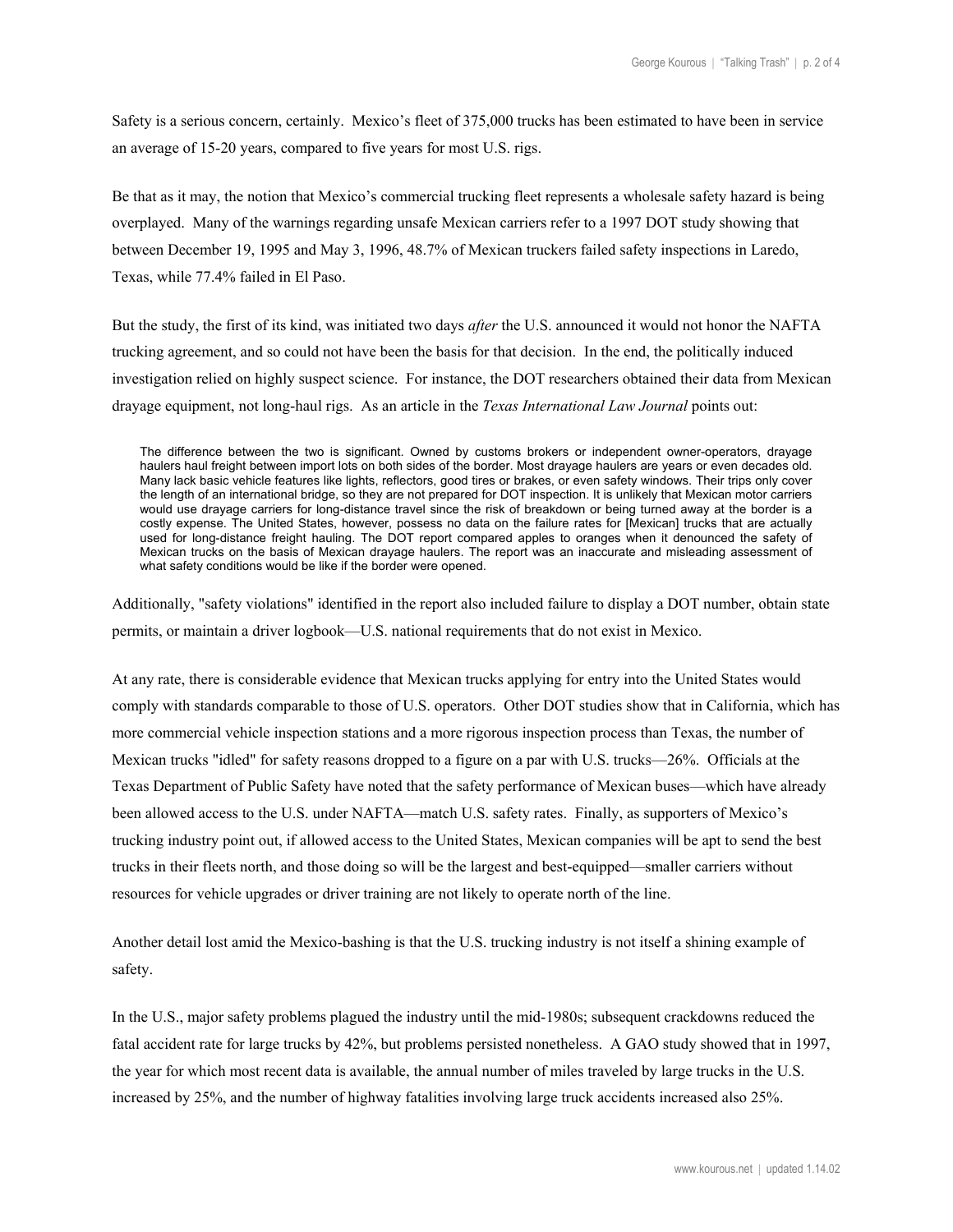Safety is a serious concern, certainly. Mexico's fleet of 375,000 trucks has been estimated to have been in service an average of 15-20 years, compared to five years for most U.S. rigs.

Be that as it may, the notion that Mexico's commercial trucking fleet represents a wholesale safety hazard is being overplayed. Many of the warnings regarding unsafe Mexican carriers refer to a 1997 DOT study showing that between December 19, 1995 and May 3, 1996, 48.7% of Mexican truckers failed safety inspections in Laredo, Texas, while 77.4% failed in El Paso.

But the study, the first of its kind, was initiated two days *after* the U.S. announced it would not honor the NAFTA trucking agreement, and so could not have been the basis for that decision. In the end, the politically induced investigation relied on highly suspect science. For instance, the DOT researchers obtained their data from Mexican drayage equipment, not long-haul rigs. As an article in the *Texas International Law Journal* points out:

> The difference between the two is significant. Owned by customs brokers or independent owner-operators, drayage haulers haul freight between import lots on both sides of the border. Most drayage haulers are years or even decades old. Many lack basic vehicle features like lights, reflectors, good tires or brakes, or even safety windows. Their trips only cover the length of an international bridge, so they are not prepared for DOT inspection. It is unlikely that Mexican motor carriers would use drayage carriers for long-distance travel since the risk of breakdown or being turned away at the border is a costly expense. The United States, however, possess no data on the failure rates for [Mexican] trucks that are actually used for long-distance freight hauling. The DOT report compared apples to oranges when it denounced the safety of Mexican trucks on the basis of Mexican drayage haulers. The report was an inaccurate and misleading assessment of what safety conditions would be like if the border were opened.

Additionally, "safety violations" identified in the report also included failure to display a DOT number, obtain state permits, or maintain a driver logbook—U.S. national requirements that do not exist in Mexico.

At any rate, there is considerable evidence that Mexican trucks applying for entry into the United States would comply with standards comparable to those of U.S. operators. Other DOT studies show that in California, which has more commercial vehicle inspection stations and a more rigorous inspection process than Texas, the number of Mexican trucks "idled" for safety reasons dropped to a figure on a par with U.S. trucks—26%. Officials at the Texas Department of Public Safety have noted that the safety performance of Mexican buses—which have already been allowed access to the U.S. under NAFTA—match U.S. safety rates. Finally, as supporters of Mexico's trucking industry point out, if allowed access to the United States, Mexican companies will be apt to send the best trucks in their fleets north, and those doing so will be the largest and best-equipped—smaller carriers without resources for vehicle upgrades or driver training are not likely to operate north of the line.

Another detail lost amid the Mexico-bashing is that the U.S. trucking industry is not itself a shining example of safety.

In the U.S., major safety problems plagued the industry until the mid-1980s; subsequent crackdowns reduced the fatal accident rate for large trucks by 42%, but problems persisted nonetheless. A GAO study showed that in 1997, the year for which most recent data is available, the annual number of miles traveled by large trucks in the U.S. increased by 25%, and the number of highway fatalities involving large truck accidents increased also 25%.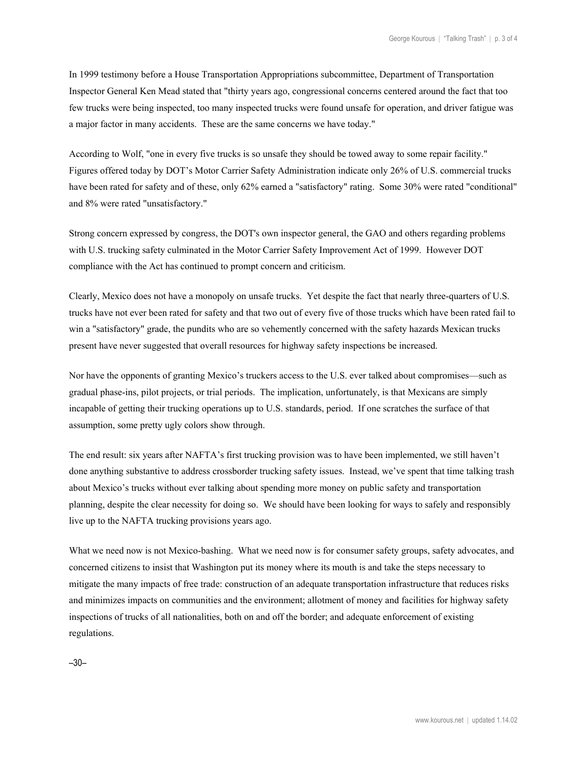In 1999 testimony before a House Transportation Appropriations subcommittee, Department of Transportation Inspector General Ken Mead stated that "thirty years ago, congressional concerns centered around the fact that too few trucks were being inspected, too many inspected trucks were found unsafe for operation, and driver fatigue was a major factor in many accidents. These are the same concerns we have today."

According to Wolf, "one in every five trucks is so unsafe they should be towed away to some repair facility." Figures offered today by DOT's Motor Carrier Safety Administration indicate only 26% of U.S. commercial trucks have been rated for safety and of these, only 62% earned a "satisfactory" rating. Some 30% were rated "conditional" and 8% were rated "unsatisfactory."

Strong concern expressed by congress, the DOT's own inspector general, the GAO and others regarding problems with U.S. trucking safety culminated in the Motor Carrier Safety Improvement Act of 1999. However DOT compliance with the Act has continued to prompt concern and criticism.

Clearly, Mexico does not have a monopoly on unsafe trucks. Yet despite the fact that nearly three-quarters of U.S. trucks have not ever been rated for safety and that two out of every five of those trucks which have been rated fail to win a "satisfactory" grade, the pundits who are so vehemently concerned with the safety hazards Mexican trucks present have never suggested that overall resources for highway safety inspections be increased.

Nor have the opponents of granting Mexico's truckers access to the U.S. ever talked about compromises—such as gradual phase-ins, pilot projects, or trial periods. The implication, unfortunately, is that Mexicans are simply incapable of getting their trucking operations up to U.S. standards, period. If one scratches the surface of that assumption, some pretty ugly colors show through.

The end result: six years after NAFTA's first trucking provision was to have been implemented, we still haven't done anything substantive to address crossborder trucking safety issues. Instead, we've spent that time talking trash about Mexico's trucks without ever talking about spending more money on public safety and transportation planning, despite the clear necessity for doing so. We should have been looking for ways to safely and responsibly live up to the NAFTA trucking provisions years ago.

What we need now is not Mexico-bashing. What we need now is for consumer safety groups, safety advocates, and concerned citizens to insist that Washington put its money where its mouth is and take the steps necessary to mitigate the many impacts of free trade: construction of an adequate transportation infrastructure that reduces risks and minimizes impacts on communities and the environment; allotment of money and facilities for highway safety inspections of trucks of all nationalities, both on and off the border; and adequate enforcement of existing regulations.

–30–